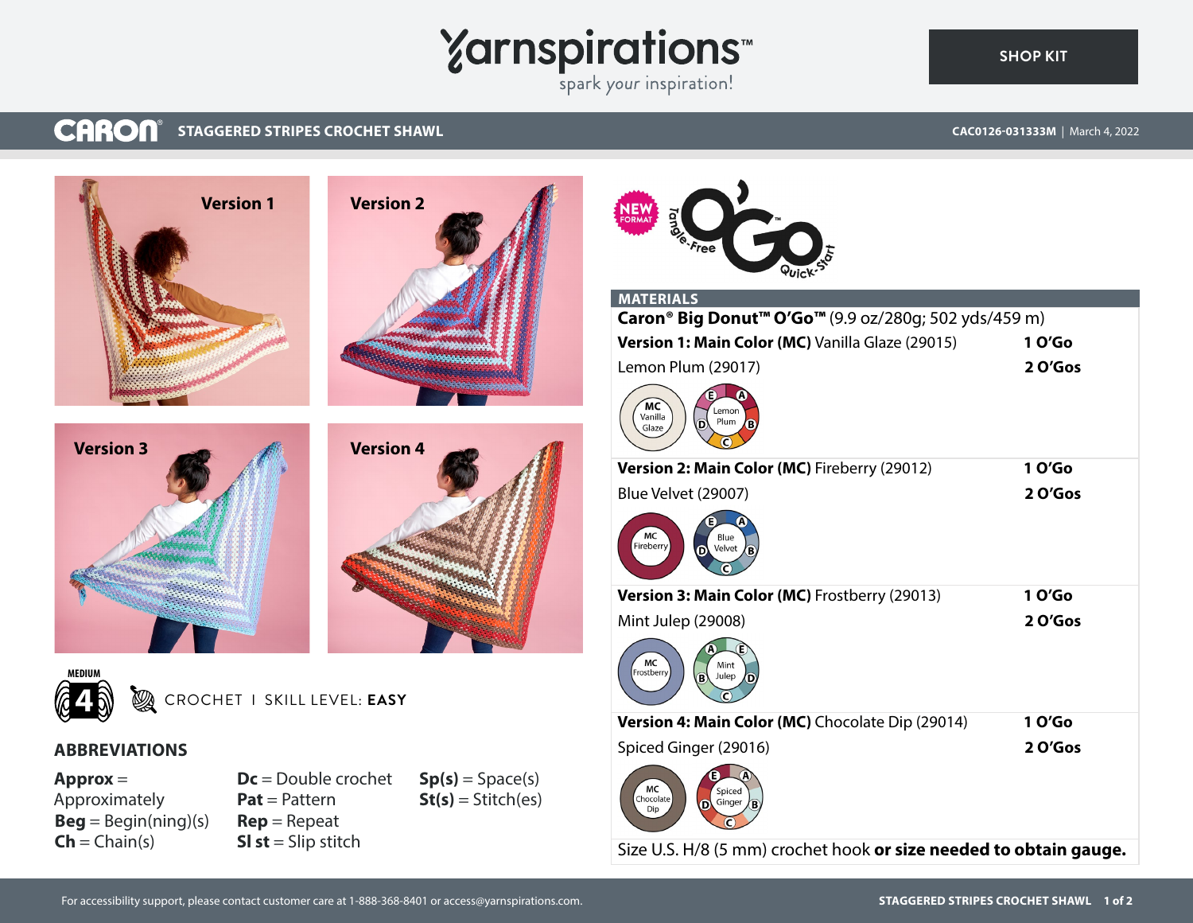Yarnspirations™
spark your inspiration!

SHOP KIT

CARON® **STAGGERED STRIPES CROCHET SHAWL**

**CAC0126-031333M** | March 4, 2022

Version 1

Version 2

Version 3

Version 4

MEDIUM 4

CROCHET | SKILL LEVEL: **EASY**

## ABBREVIATIONS

**Approx** = Approximately
**Beg** = Begin(ning)(s)
**Ch** = Chain(s)
**Dc** = Double crochet
**Pat** = Pattern
**Rep** = Repeat
**Sl st** = Slip stitch
**Sp(s)** = Space(s)
**St(s)** = Stitch(es)

NEW FORMAT — Tangle-Free O'Go™ Quick-Start

## MATERIALS

**Caron® Big Donut™ O'Go™** (9.9 oz/280g; 502 yds/459 m)

| | |
|---|---|
| **Version 1: Main Color (MC)** Vanilla Glaze (29015) | **1 O'Go** |
| Lemon Plum (29017) | **2 O'Gos** |
| **Version 2: Main Color (MC)** Fireberry (29012) | **1 O'Go** |
| Blue Velvet (29007) | **2 O'Gos** |
| **Version 3: Main Color (MC)** Frostberry (29013) | **1 O'Go** |
| Mint Julep (29008) | **2 O'Gos** |
| **Version 4: Main Color (MC)** Chocolate Dip (29014) | **1 O'Go** |
| Spiced Ginger (29016) | **2 O'Gos** |

Size U.S. H/8 (5 mm) crochet hook **or size needed to obtain gauge.**

For accessibility support, please contact customer care at 1-888-368-8401 or access@yarnspirations.com.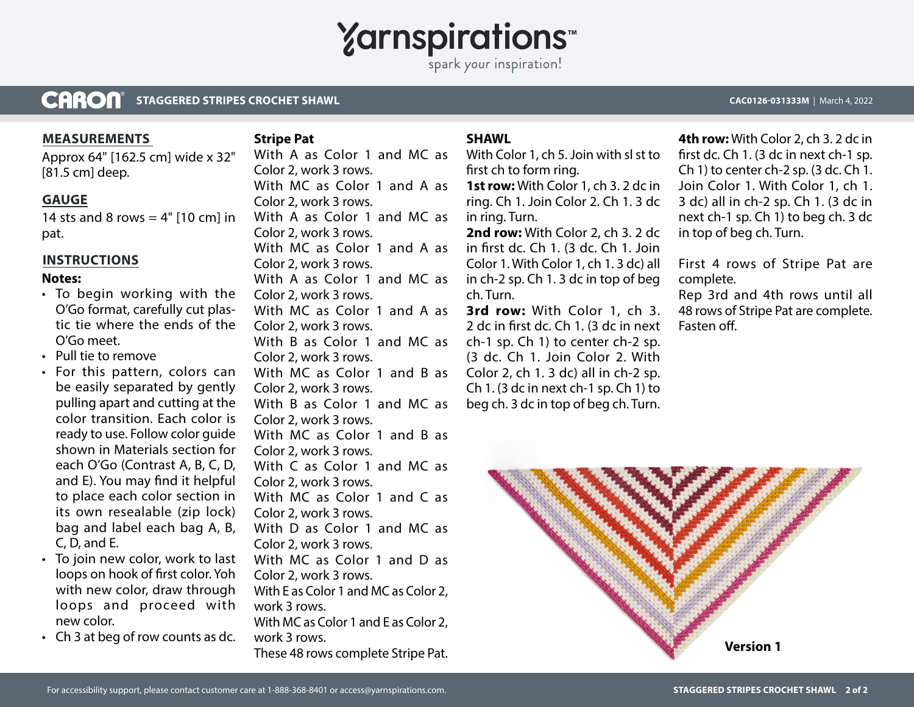## MEASUREMENTS

Approx 64" [162.5 cm] wide x 32" [81.5 cm] deep.

## GAUGE

14 sts and 8 rows = 4" [10 cm] in pat.

## INSTRUCTIONS

**Notes:**

- To begin working with the O'Go format, carefully cut plastic tie where the ends of the O'Go meet.
- Pull tie to remove
- For this pattern, colors can be easily separated by gently pulling apart and cutting at the color transition. Each color is ready to use. Follow color guide shown in Materials section for each O'Go (Contrast A, B, C, D, and E). You may find it helpful to place each color section in its own resealable (zip lock) bag and label each bag A, B, C, D, and E.
- To join new color, work to last loops on hook of first color. Yoh with new color, draw through loops and proceed with new color.
- Ch 3 at beg of row counts as dc.

**Stripe Pat**

With A as Color 1 and MC as Color 2, work 3 rows.
With MC as Color 1 and A as Color 2, work 3 rows.
With A as Color 1 and MC as Color 2, work 3 rows.
With MC as Color 1 and A as Color 2, work 3 rows.
With A as Color 1 and MC as Color 2, work 3 rows.
With MC as Color 1 and A as Color 2, work 3 rows.
With B as Color 1 and MC as Color 2, work 3 rows.
With MC as Color 1 and B as Color 2, work 3 rows.
With B as Color 1 and MC as Color 2, work 3 rows.
With MC as Color 1 and B as Color 2, work 3 rows.
With C as Color 1 and MC as Color 2, work 3 rows.
With MC as Color 1 and C as Color 2, work 3 rows.
With D as Color 1 and MC as Color 2, work 3 rows.
With MC as Color 1 and D as Color 2, work 3 rows.
With E as Color 1 and MC as Color 2, work 3 rows.
With MC as Color 1 and E as Color 2, work 3 rows.
These 48 rows complete Stripe Pat.

**SHAWL**

With Color 1, ch 5. Join with sl st to first ch to form ring.

**1st row:** With Color 1, ch 3. 2 dc in ring. Ch 1. Join Color 2. Ch 1. 3 dc in ring. Turn.

**2nd row:** With Color 2, ch 3. 2 dc in first dc. Ch 1. (3 dc. Ch 1. Join Color 1. With Color 1, ch 1. 3 dc) all in ch-2 sp. Ch 1. 3 dc in top of beg ch. Turn.

**3rd row:** With Color 1, ch 3. 2 dc in first dc. Ch 1. (3 dc in next ch-1 sp. Ch 1) to center ch-2 sp. (3 dc. Ch 1. Join Color 2. With Color 2, ch 1. 3 dc) all in ch-2 sp. Ch 1. (3 dc in next ch-1 sp. Ch 1) to beg ch. 3 dc in top of beg ch. Turn.

**4th row:** With Color 2, ch 3. 2 dc in first dc. Ch 1. (3 dc in next ch-1 sp. Ch 1) to center ch-2 sp. (3 dc. Ch 1. Join Color 1. With Color 1, ch 1. 3 dc) all in ch-2 sp. Ch 1. (3 dc in next ch-1 sp. Ch 1) to beg ch. 3 dc in top of beg ch. Turn.

First 4 rows of Stripe Pat are complete.

Rep 3rd and 4th rows until all 48 rows of Stripe Pat are complete. Fasten off.

Version 1

For accessibility support, please contact customer care at 1-888-368-8401 or access@yarnspirations.com.